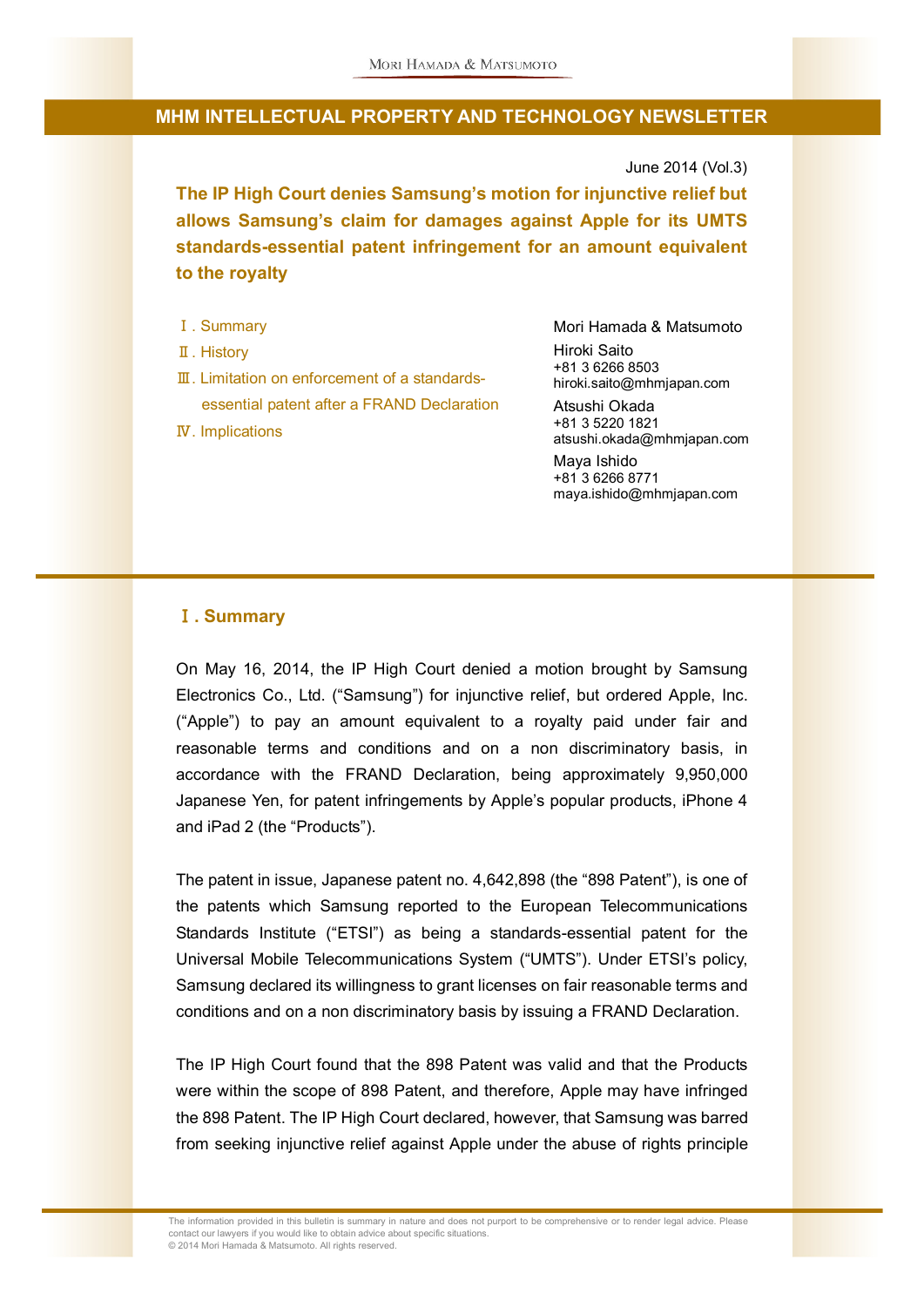Mori Hamada & Matsumoto

# MHM INTELLECTUAL PROPERTY AND TECHNOLOGY NEWSLETTER

June 2014 (Vol.3)

## The IP High Court denies Samsung's motion for injunctive relief but allows Samsung's claim for damages against Apple for its UMTS standards-essential patent infringement for an amount equivalent to the royalty

Ⅰ. Summary
Ⅱ. History
Ⅲ. Limitation on enforcement of a standards-essential patent after a FRAND Declaration
Ⅳ. Implications

Mori Hamada & Matsumoto

Hiroki Saito
+81 3 6266 8503
hiroki.saito@mhmjapan.com

Atsushi Okada
+81 3 5220 1821
atsushi.okada@mhmjapan.com

Maya Ishido
+81 3 6266 8771
maya.ishido@mhmjapan.com

## Ⅰ. Summary

On May 16, 2014, the IP High Court denied a motion brought by Samsung Electronics Co., Ltd. ("Samsung") for injunctive relief, but ordered Apple, Inc. ("Apple") to pay an amount equivalent to a royalty paid under fair and reasonable terms and conditions and on a non discriminatory basis, in accordance with the FRAND Declaration, being approximately 9,950,000 Japanese Yen, for patent infringements by Apple's popular products, iPhone 4 and iPad 2 (the "Products").

The patent in issue, Japanese patent no. 4,642,898 (the "898 Patent"), is one of the patents which Samsung reported to the European Telecommunications Standards Institute ("ETSI") as being a standards-essential patent for the Universal Mobile Telecommunications System ("UMTS"). Under ETSI's policy, Samsung declared its willingness to grant licenses on fair reasonable terms and conditions and on a non discriminatory basis by issuing a FRAND Declaration.

The IP High Court found that the 898 Patent was valid and that the Products were within the scope of 898 Patent, and therefore, Apple may have infringed the 898 Patent. The IP High Court declared, however, that Samsung was barred from seeking injunctive relief against Apple under the abuse of rights principle

The information provided in this bulletin is summary in nature and does not purport to be comprehensive or to render legal advice. Please contact our lawyers if you would like to obtain advice about specific situations.
© 2014 Mori Hamada & Matsumoto. All rights reserved.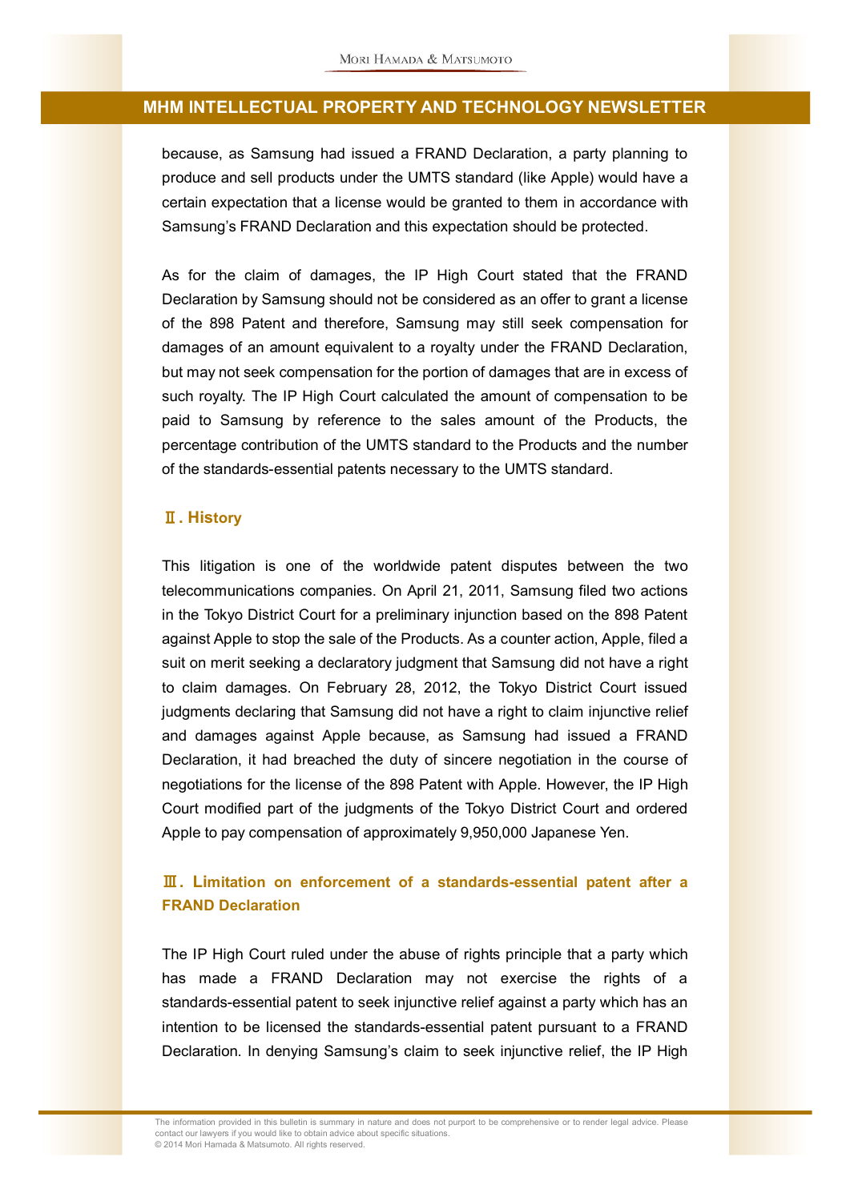because, as Samsung had issued a FRAND Declaration, a party planning to produce and sell products under the UMTS standard (like Apple) would have a certain expectation that a license would be granted to them in accordance with Samsung's FRAND Declaration and this expectation should be protected.

As for the claim of damages, the IP High Court stated that the FRAND Declaration by Samsung should not be considered as an offer to grant a license of the 898 Patent and therefore, Samsung may still seek compensation for damages of an amount equivalent to a royalty under the FRAND Declaration, but may not seek compensation for the portion of damages that are in excess of such royalty. The IP High Court calculated the amount of compensation to be paid to Samsung by reference to the sales amount of the Products, the percentage contribution of the UMTS standard to the Products and the number of the standards-essential patents necessary to the UMTS standard.

## Ⅱ. History

This litigation is one of the worldwide patent disputes between the two telecommunications companies. On April 21, 2011, Samsung filed two actions in the Tokyo District Court for a preliminary injunction based on the 898 Patent against Apple to stop the sale of the Products. As a counter action, Apple, filed a suit on merit seeking a declaratory judgment that Samsung did not have a right to claim damages. On February 28, 2012, the Tokyo District Court issued judgments declaring that Samsung did not have a right to claim injunctive relief and damages against Apple because, as Samsung had issued a FRAND Declaration, it had breached the duty of sincere negotiation in the course of negotiations for the license of the 898 Patent with Apple. However, the IP High Court modified part of the judgments of the Tokyo District Court and ordered Apple to pay compensation of approximately 9,950,000 Japanese Yen.

## Ⅲ. Limitation on enforcement of a standards-essential patent after a FRAND Declaration

The IP High Court ruled under the abuse of rights principle that a party which has made a FRAND Declaration may not exercise the rights of a standards-essential patent to seek injunctive relief against a party which has an intention to be licensed the standards-essential patent pursuant to a FRAND Declaration. In denying Samsung's claim to seek injunctive relief, the IP High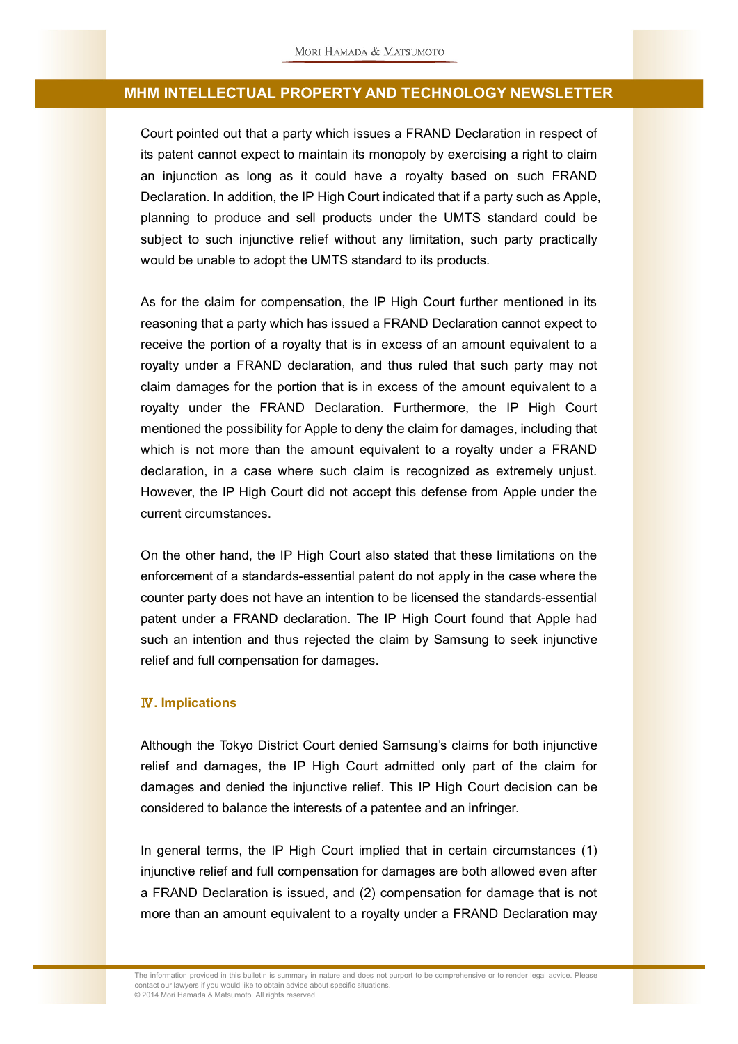Court pointed out that a party which issues a FRAND Declaration in respect of its patent cannot expect to maintain its monopoly by exercising a right to claim an injunction as long as it could have a royalty based on such FRAND Declaration. In addition, the IP High Court indicated that if a party such as Apple, planning to produce and sell products under the UMTS standard could be subject to such injunctive relief without any limitation, such party practically would be unable to adopt the UMTS standard to its products.

As for the claim for compensation, the IP High Court further mentioned in its reasoning that a party which has issued a FRAND Declaration cannot expect to receive the portion of a royalty that is in excess of an amount equivalent to a royalty under a FRAND declaration, and thus ruled that such party may not claim damages for the portion that is in excess of the amount equivalent to a royalty under the FRAND Declaration. Furthermore, the IP High Court mentioned the possibility for Apple to deny the claim for damages, including that which is not more than the amount equivalent to a royalty under a FRAND declaration, in a case where such claim is recognized as extremely unjust. However, the IP High Court did not accept this defense from Apple under the current circumstances.

On the other hand, the IP High Court also stated that these limitations on the enforcement of a standards-essential patent do not apply in the case where the counter party does not have an intention to be licensed the standards-essential patent under a FRAND declaration. The IP High Court found that Apple had such an intention and thus rejected the claim by Samsung to seek injunctive relief and full compensation for damages.

### Ⅳ. Implications

Although the Tokyo District Court denied Samsung's claims for both injunctive relief and damages, the IP High Court admitted only part of the claim for damages and denied the injunctive relief. This IP High Court decision can be considered to balance the interests of a patentee and an infringer.

In general terms, the IP High Court implied that in certain circumstances (1) injunctive relief and full compensation for damages are both allowed even after a FRAND Declaration is issued, and (2) compensation for damage that is not more than an amount equivalent to a royalty under a FRAND Declaration may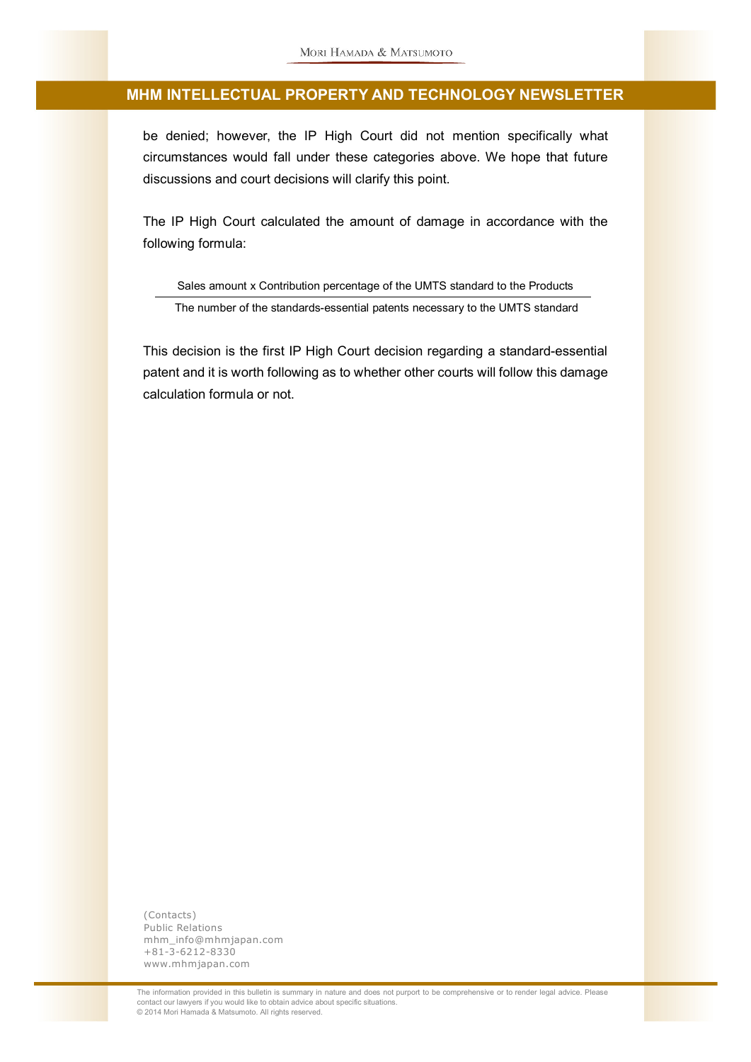be denied; however, the IP High Court did not mention specifically what circumstances would fall under these categories above. We hope that future discussions and court decisions will clarify this point.

The IP High Court calculated the amount of damage in accordance with the following formula:

$$\frac{\text{Sales amount x Contribution percentage of the UMTS standard to the Products}}{\text{The number of the standards-essential patents necessary to the UMTS standard}}$$

This decision is the first IP High Court decision regarding a standard-essential patent and it is worth following as to whether other courts will follow this damage calculation formula or not.

(Contacts)
Public Relations
mhm_info@mhmjapan.com
+81-3-6212-8330
www.mhmjapan.com

The information provided in this bulletin is summary in nature and does not purport to be comprehensive or to render legal advice. Please contact our lawyers if you would like to obtain advice about specific situations.
© 2014 Mori Hamada & Matsumoto. All rights reserved.